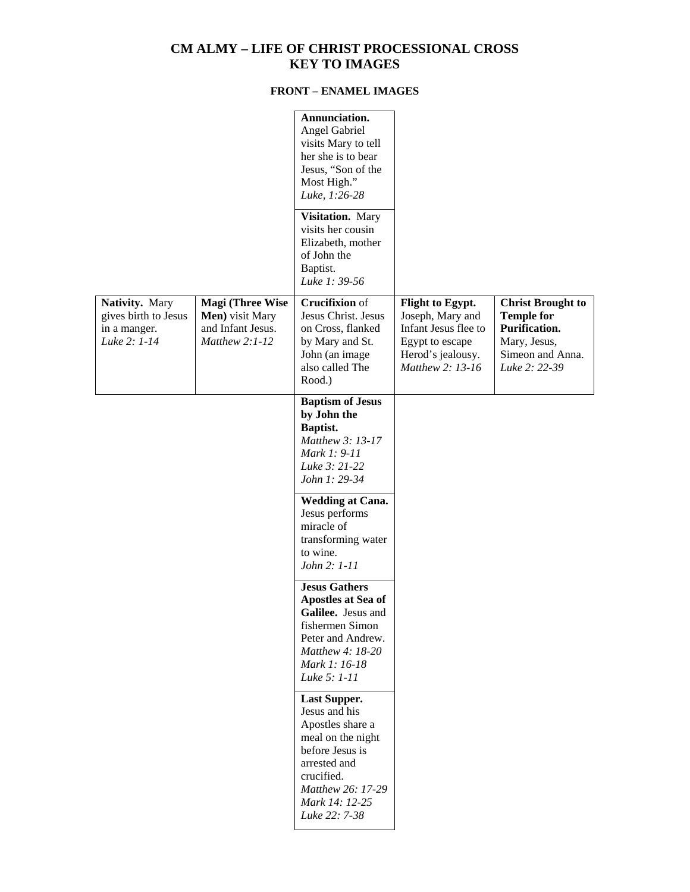# CM ALMY – LIFE OF CHRIST PROCESSIONAL CROSS
# KEY TO IMAGES

## FRONT – ENAMEL IMAGES

| | | | | |
|---|---|---|---|---|
| | | **Annunciation.** Angel Gabriel visits Mary to tell her she is to bear Jesus, "Son of the Most High." *Luke, 1:26-28* | | |
| | | **Visitation.** Mary visits her cousin Elizabeth, mother of John the Baptist. *Luke 1: 39-56* | | |
| **Nativity.** Mary gives birth to Jesus in a manger. *Luke 2: 1-14* | **Magi (Three Wise Men)** visit Mary and Infant Jesus. *Matthew 2:1-12* | **Crucifixion** of Jesus Christ. Jesus on Cross, flanked by Mary and St. John (an image also called The Rood.) | **Flight to Egypt.** Joseph, Mary and Infant Jesus flee to Egypt to escape Herod's jealousy. *Matthew 2: 13-16* | **Christ Brought to Temple for Purification.** Mary, Jesus, Simeon and Anna. *Luke 2: 22-39* |
| | | **Baptism of Jesus by John the Baptist.** *Matthew 3: 13-17* *Mark 1: 9-11* *Luke 3: 21-22* *John 1: 29-34* | | |
| | | **Wedding at Cana.** Jesus performs miracle of transforming water to wine. *John 2: 1-11* | | |
| | | **Jesus Gathers Apostles at Sea of Galilee.** Jesus and fishermen Simon Peter and Andrew. *Matthew 4: 18-20* *Mark 1: 16-18* *Luke 5: 1-11* | | |
| | | **Last Supper.** Jesus and his Apostles share a meal on the night before Jesus is arrested and crucified. *Matthew 26: 17-29* *Mark 14: 12-25* *Luke 22: 7-38* | | |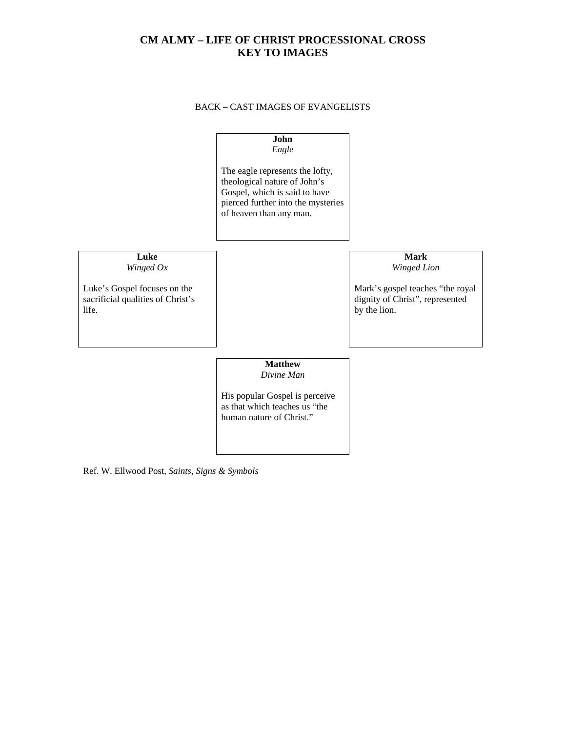# CM ALMY – LIFE OF CHRIST PROCESSIONAL CROSS
# KEY TO IMAGES

BACK – CAST IMAGES OF EVANGELISTS

**John**
*Eagle*

The eagle represents the lofty, theological nature of John's Gospel, which is said to have pierced further into the mysteries of heaven than any man.

**Luke**
*Winged Ox*

Luke's Gospel focuses on the sacrificial qualities of Christ's life.

**Mark**
*Winged Lion*

Mark's gospel teaches "the royal dignity of Christ", represented by the lion.

**Matthew**
*Divine Man*

His popular Gospel is perceive as that which teaches us "the human nature of Christ."

Ref. W. Ellwood Post, *Saints, Signs & Symbols*